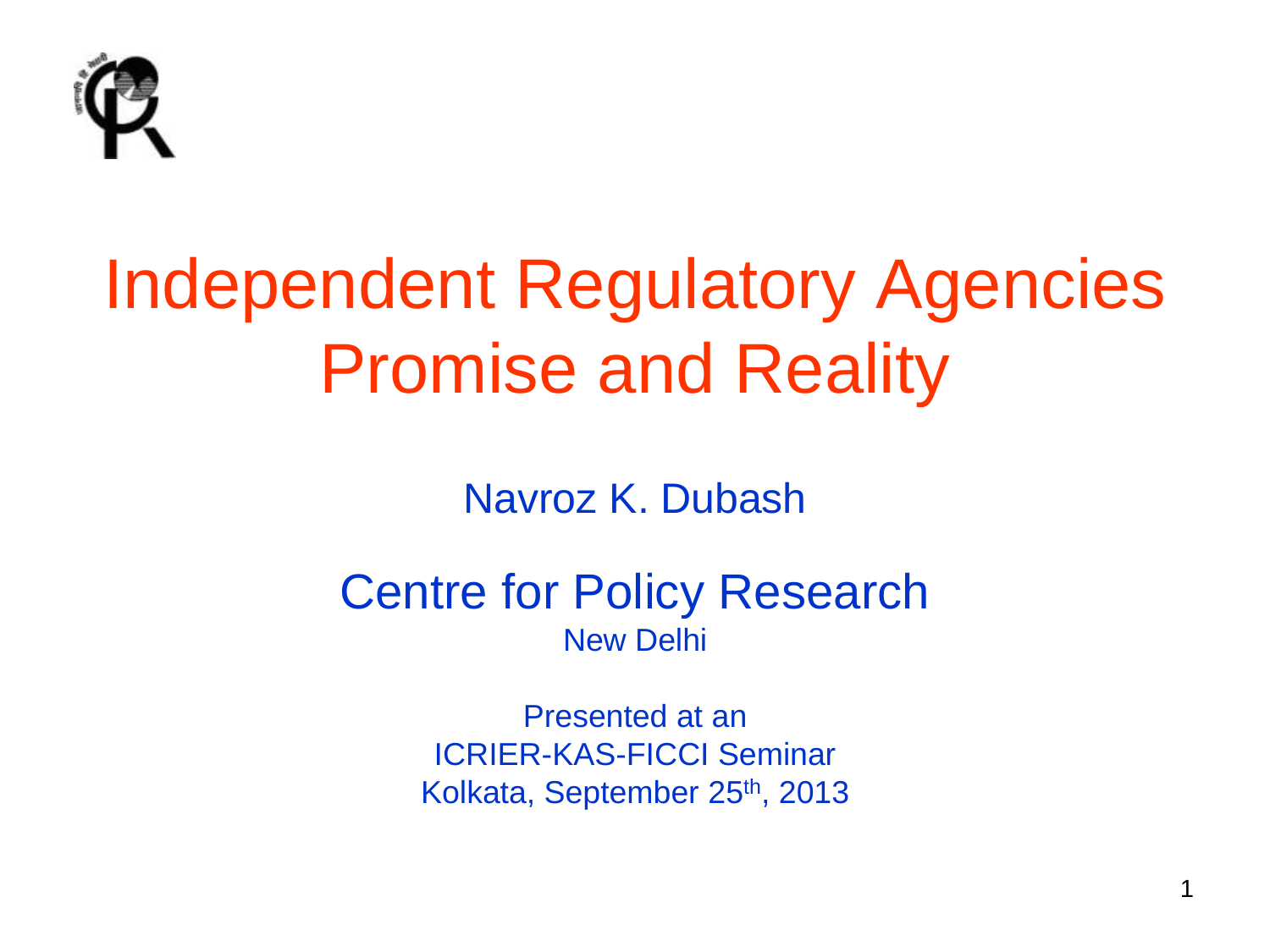# Independent Regulatory Agencies Promise and Reality

Navroz K. Dubash

Centre for Policy Research

New Delhi

Presented at an

ICRIER-KAS-FICCI Seminar

Kolkata, September 25th, 2013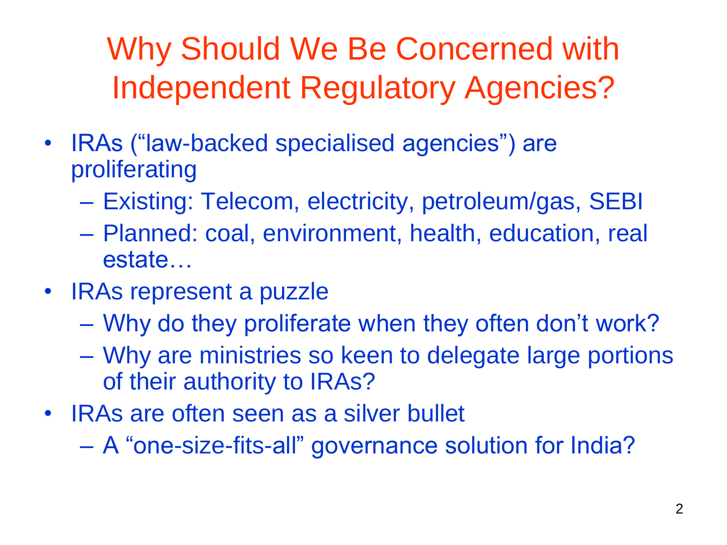# Why Should We Be Concerned with Independent Regulatory Agencies?

- IRAs ("law-backed specialised agencies") are proliferating
  - Existing: Telecom, electricity, petroleum/gas, SEBI
  - Planned: coal, environment, health, education, real estate…
- IRAs represent a puzzle
  - Why do they proliferate when they often don't work?
  - Why are ministries so keen to delegate large portions of their authority to IRAs?
- IRAs are often seen as a silver bullet
  - A "one-size-fits-all" governance solution for India?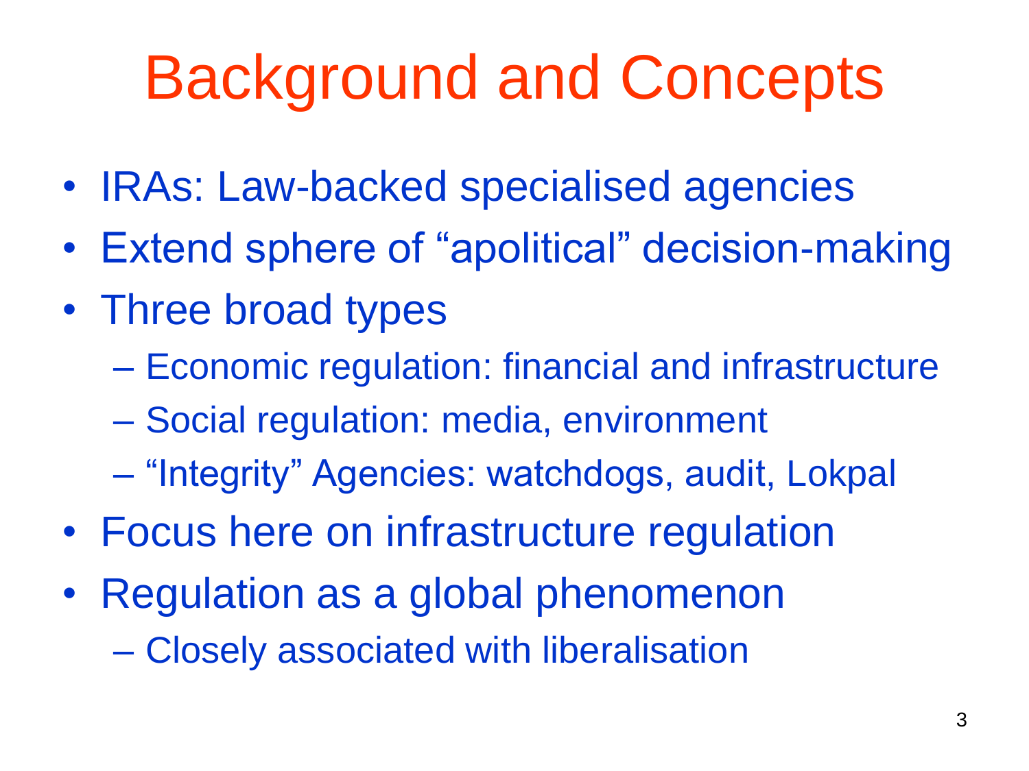# Background and Concepts

- IRAs: Law-backed specialised agencies
- Extend sphere of “apolitical” decision-making
- Three broad types
  - Economic regulation: financial and infrastructure
  - Social regulation: media, environment
  - “Integrity” Agencies: watchdogs, audit, Lokpal
- Focus here on infrastructure regulation
- Regulation as a global phenomenon
  - Closely associated with liberalisation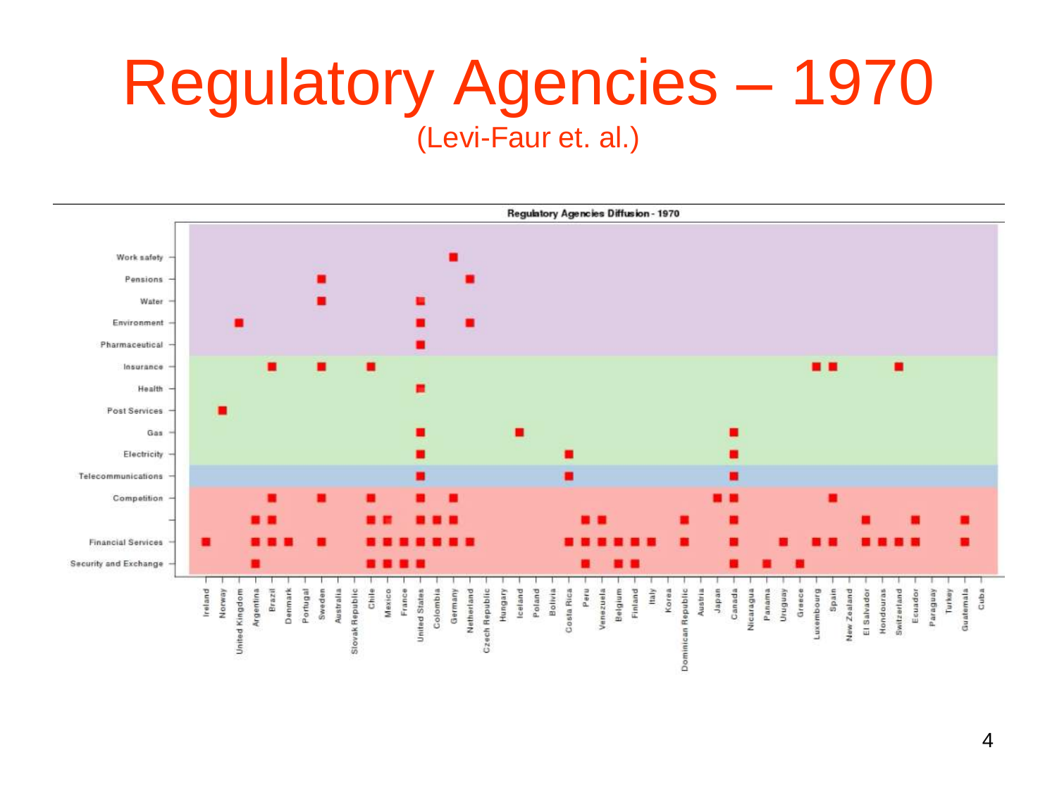# Regulatory Agencies – 1970

(Levi-Faur et. al.)

Regulatory Agencies Diffusion - 1970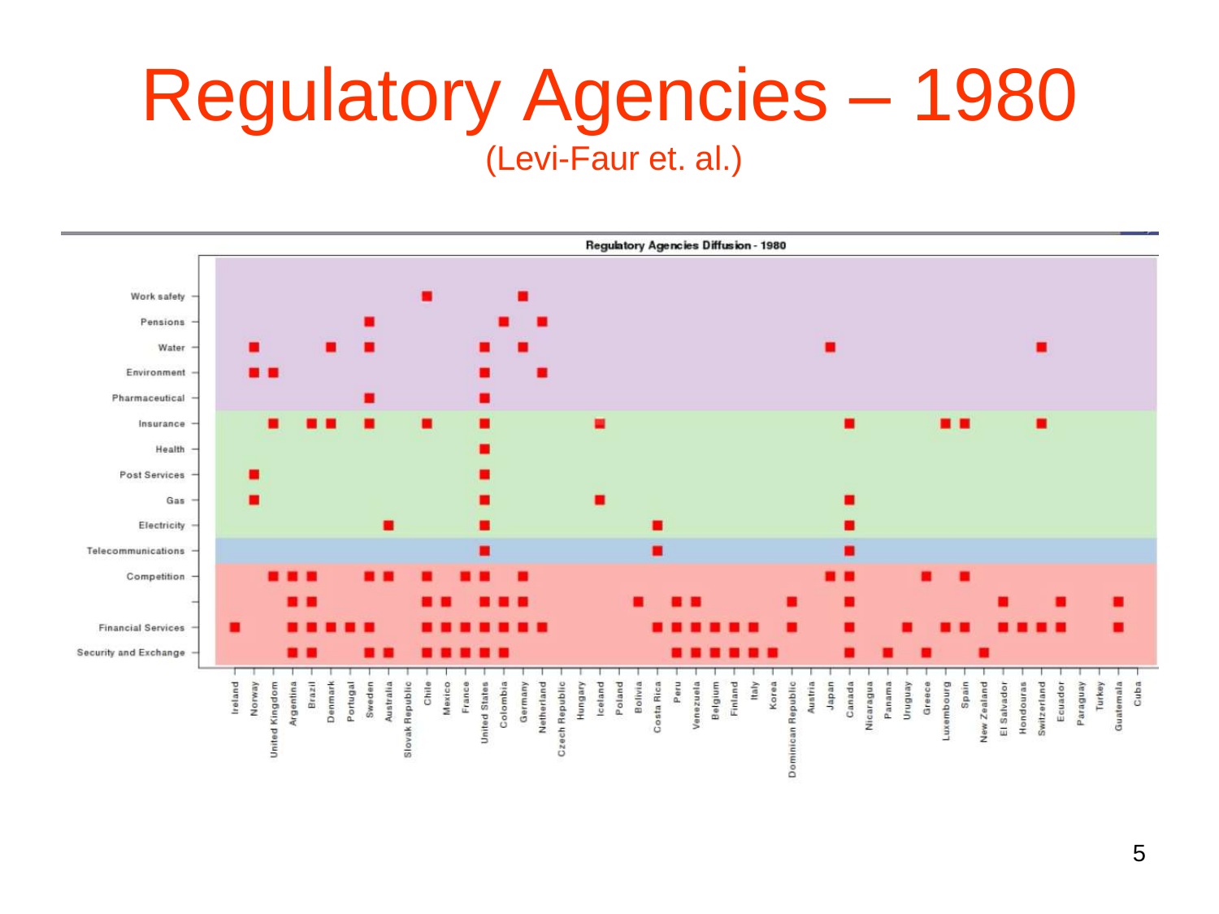# Regulatory Agencies – 1980

(Levi-Faur et. al.)

**Regulatory Agencies Diffusion - 1980**

Work safety
Pensions
Water
Environment
Pharmaceutical
Insurance
Health
Post Services
Gas
Electricity
Telecommunications
Competition

Financial Services
Security and Exchange

Ireland, Norway, United Kingdom, Argentina, Brazil, Denmark, Portugal, Sweden, Australia, Slovak Republic, Chile, Mexico, France, United States, Colombia, Germany, Netherland, Czech Republic, Hungary, Iceland, Poland, Bolivia, Costa Rica, Peru, Venezuela, Belgium, Finland, Italy, Korea, Dominican Republic, Austria, Japan, Canada, Nicaragua, Panama, Uruguay, Greece, Luxembourg, Spain, New Zealand, El Salvador, Hondouras, Switzerland, Ecuador, Paraguay, Turkey, Guatemala, Cuba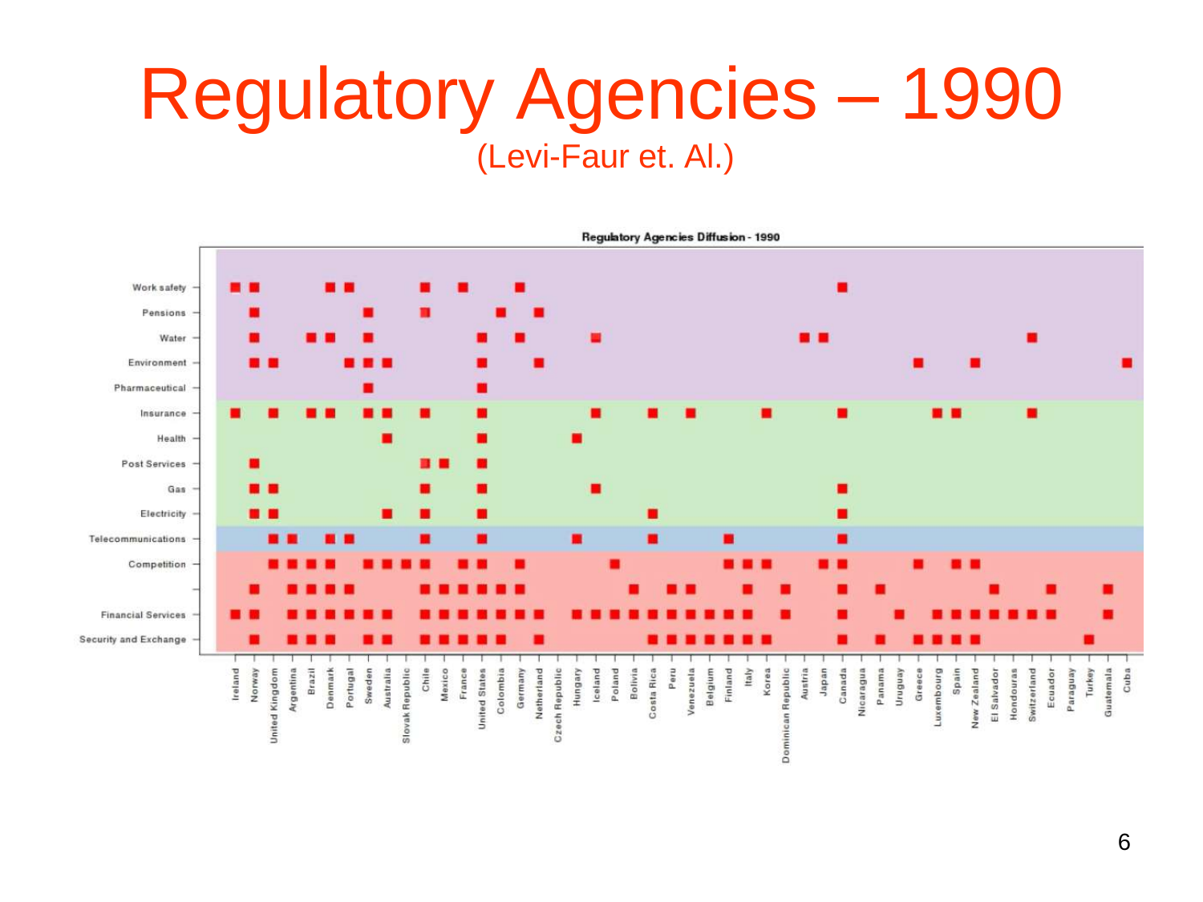# Regulatory Agencies – 1990

(Levi-Faur et. Al.)

**Regulatory Agencies Diffusion - 1990**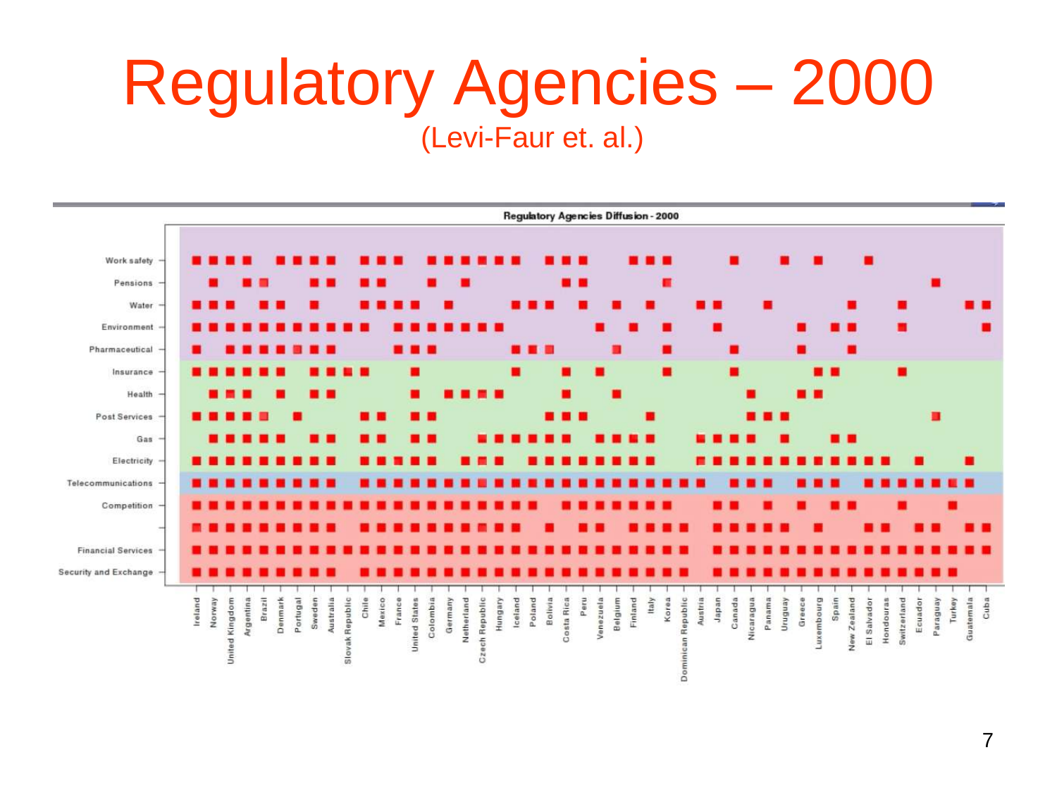# Regulatory Agencies – 2000

(Levi-Faur et. al.)

Regulatory Agencies Diffusion - 2000

Work safety
Pensions
Water
Environment
Pharmaceutical
Insurance
Health
Post Services
Gas
Electricity
Telecommunications
Competition

Financial Services
Security and Exchange

Ireland, Norway, United Kingdom, Argentina, Brazil, Denmark, Portugal, Sweden, Australia, Slovak Republic, Chile, Mexico, France, United States, Colombia, Germany, Netherland, Czech Republic, Hungary, Iceland, Poland, Bolivia, Costa Rica, Peru, Venezuela, Belgium, Finland, Italy, Korea, Dominican Republic, Austria, Japan, Canada, Nicaragua, Panama, Uruguay, Greece, Luxembourg, Spain, New Zealand, El Salvador, Hondouras, Switzerland, Ecuador, Paraguay, Turkey, Guatemala, Cuba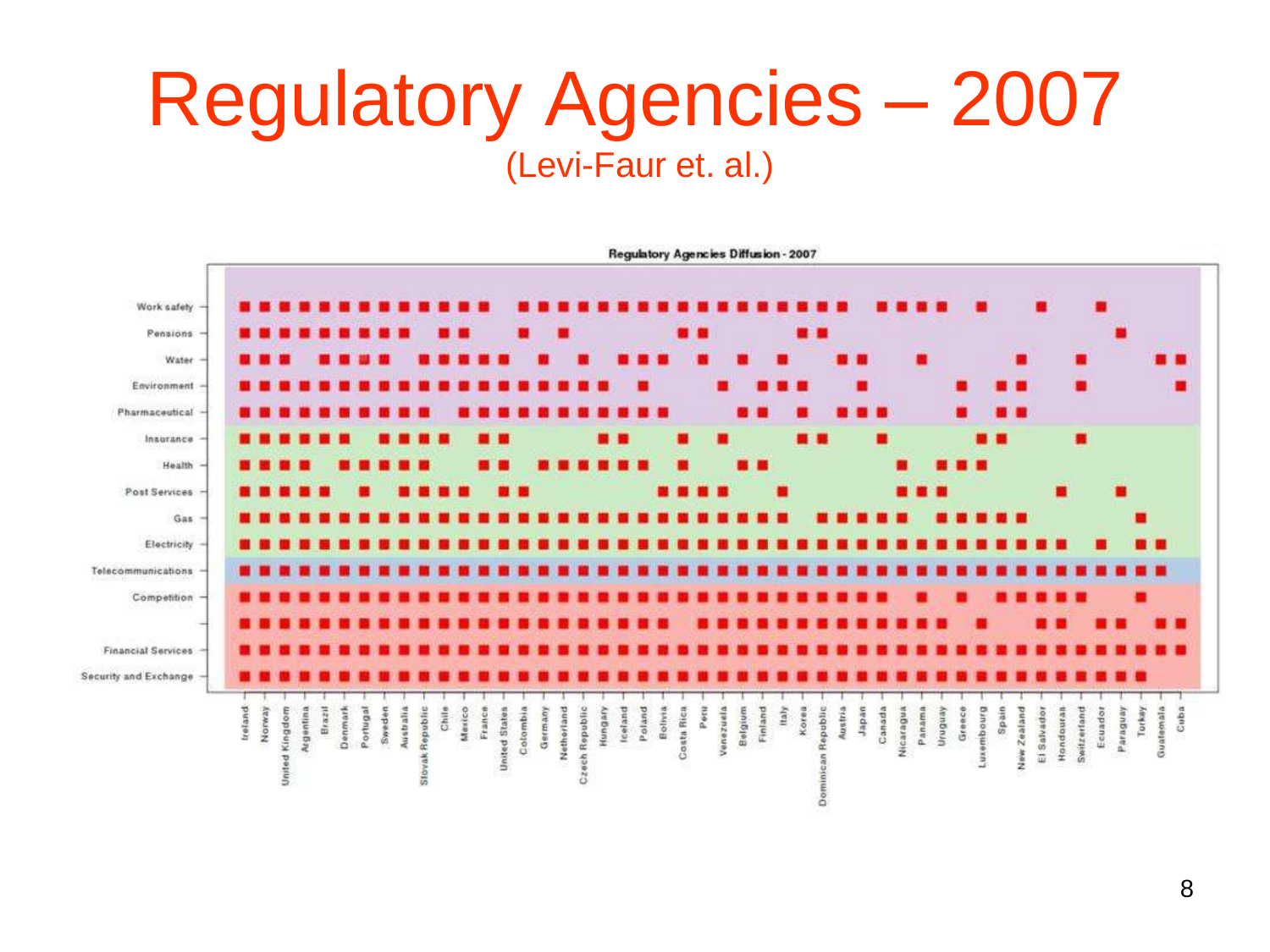# Regulatory Agencies – 2007

(Levi-Faur et. al.)

Regulatory Agencies Diffusion - 2007

Work safety
Pensions
Water
Environment
Pharmaceutical
Insurance
Health
Post Services
Gas
Electricity
Telecommunications
Competition

Financial Services
Security and Exchange

Ireland, Norway, United Kingdom, Argentina, Brazil, Denmark, Portugal, Sweden, Australia, Slovak Republic, Chile, Mexico, France, United States, Colombia, Germany, Netherland, Czech Republic, Hungary, Iceland, Poland, Bolivia, Costa Rica, Peru, Venezuela, Belgium, Finland, Italy, Korea, Dominican Republic, Austria, Japan, Canada, Nicaragua, Panama, Uruguay, Greece, Luxembourg, Spain, New Zealand, El Salvador, Hondouras, Switzerland, Ecuador, Paraguay, Turkey, Guatemala, Cuba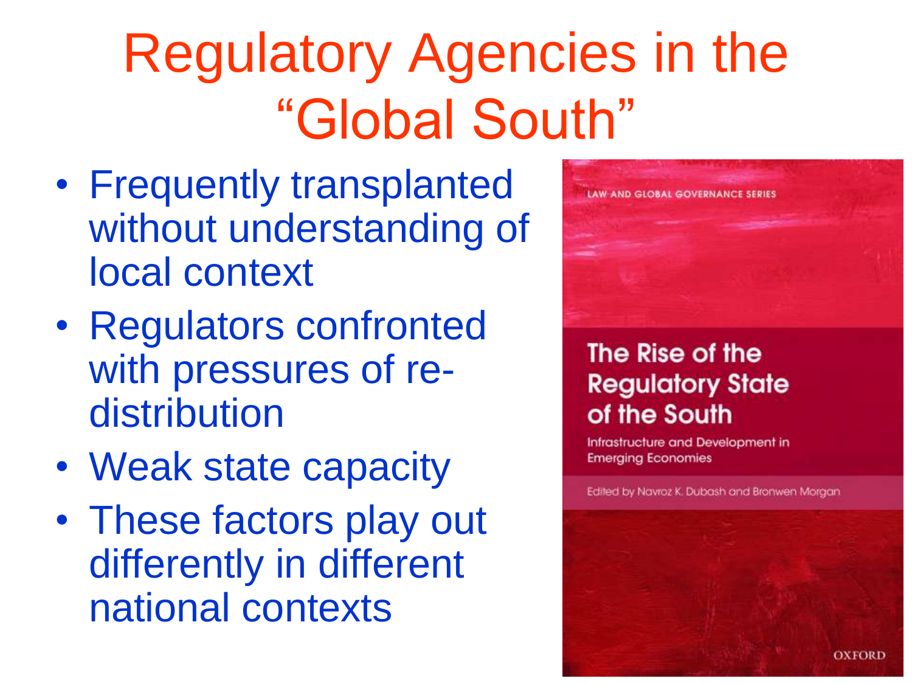# Regulatory Agencies in the "Global South"

- Frequently transplanted without understanding of local context
- Regulators confronted with pressures of re-distribution
- Weak state capacity
- These factors play out differently in different national contexts

LAW AND GLOBAL GOVERNANCE SERIES

The Rise of the Regulatory State of the South

Infrastructure and Development in Emerging Economies

Edited by Navroz K. Dubash and Bronwen Morgan

OXFORD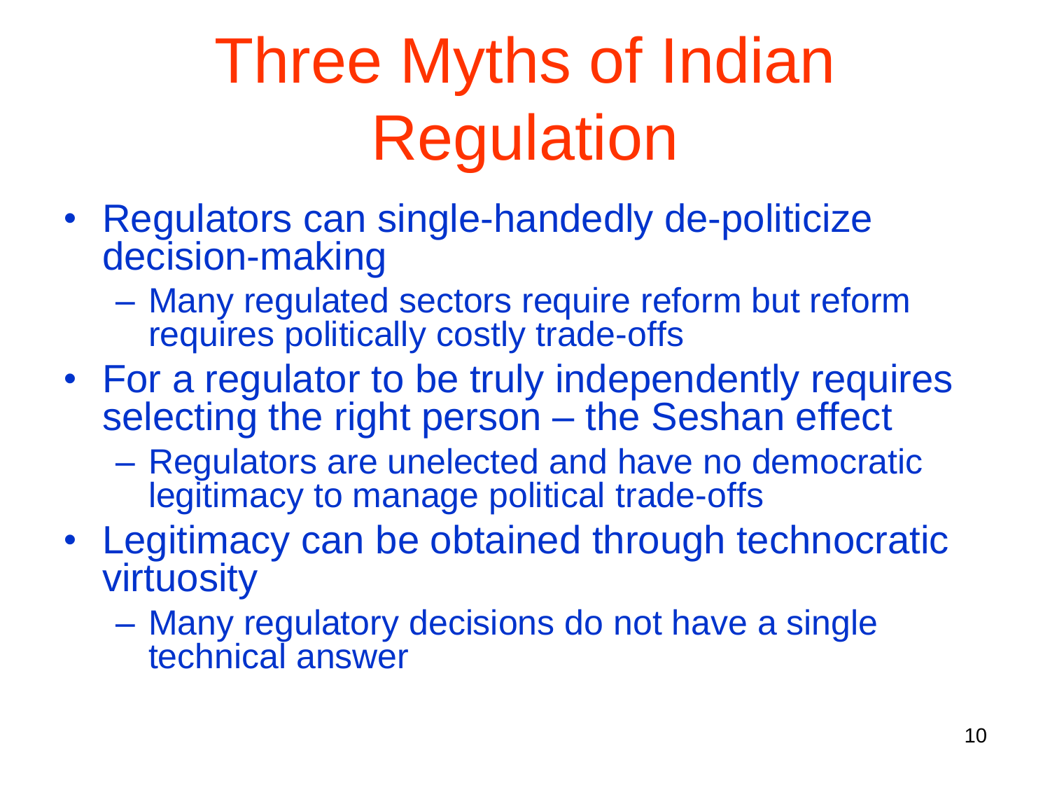# Three Myths of Indian Regulation

- Regulators can single-handedly de-politicize decision-making
  - Many regulated sectors require reform but reform requires politically costly trade-offs
- For a regulator to be truly independently requires selecting the right person – the Seshan effect
  - Regulators are unelected and have no democratic legitimacy to manage political trade-offs
- Legitimacy can be obtained through technocratic virtuosity
  - Many regulatory decisions do not have a single technical answer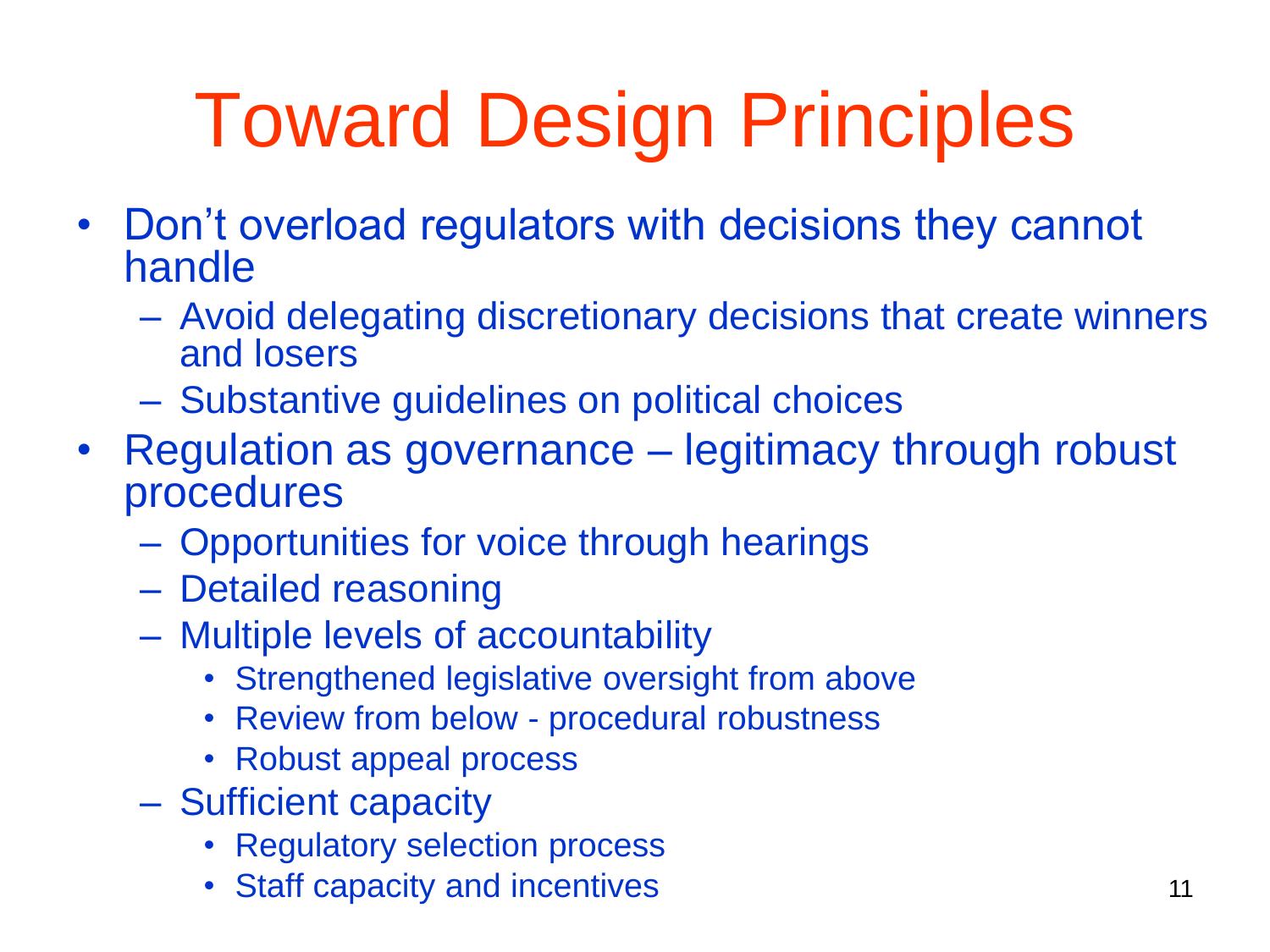# Toward Design Principles

- Don't overload regulators with decisions they cannot handle
  - Avoid delegating discretionary decisions that create winners and losers
  - Substantive guidelines on political choices
- Regulation as governance – legitimacy through robust procedures
  - Opportunities for voice through hearings
  - Detailed reasoning
  - Multiple levels of accountability
    - Strengthened legislative oversight from above
    - Review from below - procedural robustness
    - Robust appeal process
  - Sufficient capacity
    - Regulatory selection process
    - Staff capacity and incentives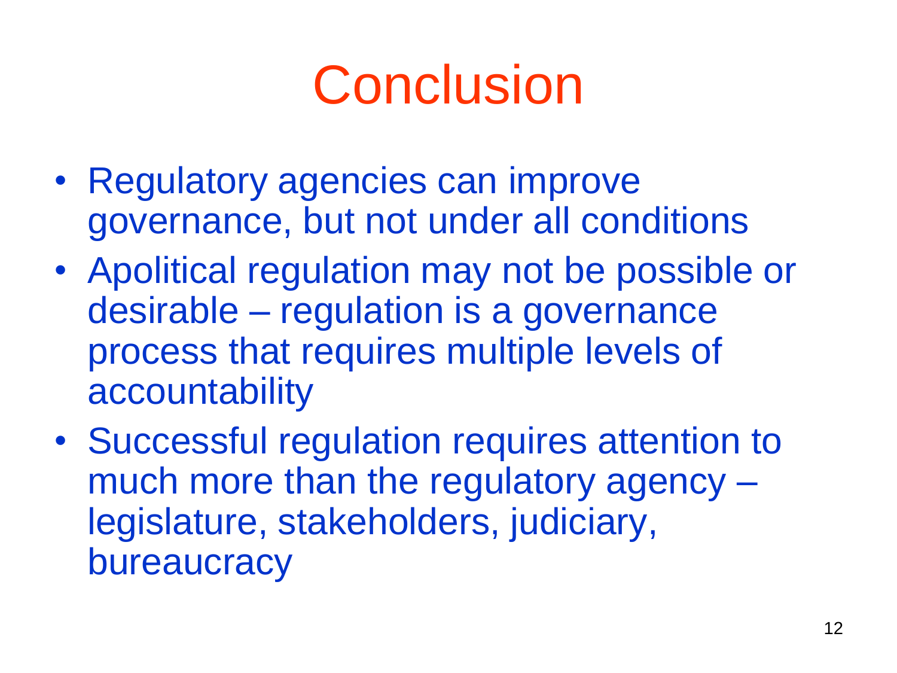# Conclusion

- Regulatory agencies can improve governance, but not under all conditions
- Apolitical regulation may not be possible or desirable – regulation is a governance process that requires multiple levels of accountability
- Successful regulation requires attention to much more than the regulatory agency – legislature, stakeholders, judiciary, bureaucracy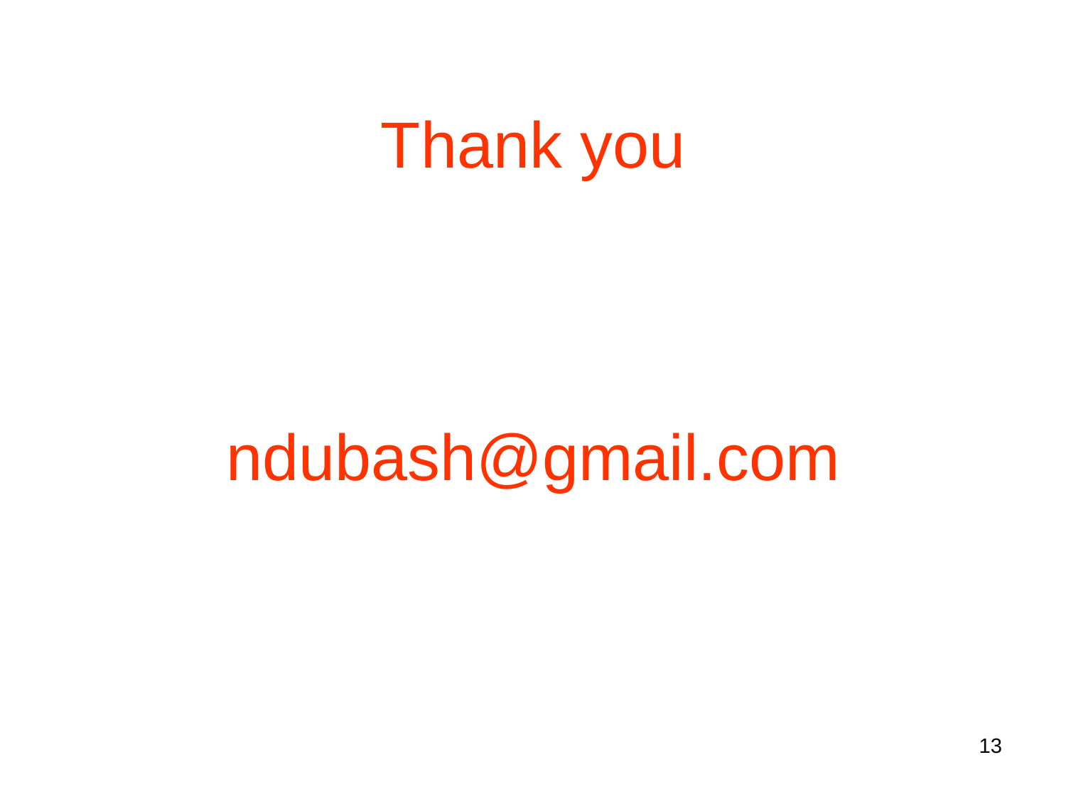# Thank you

ndubash@gmail.com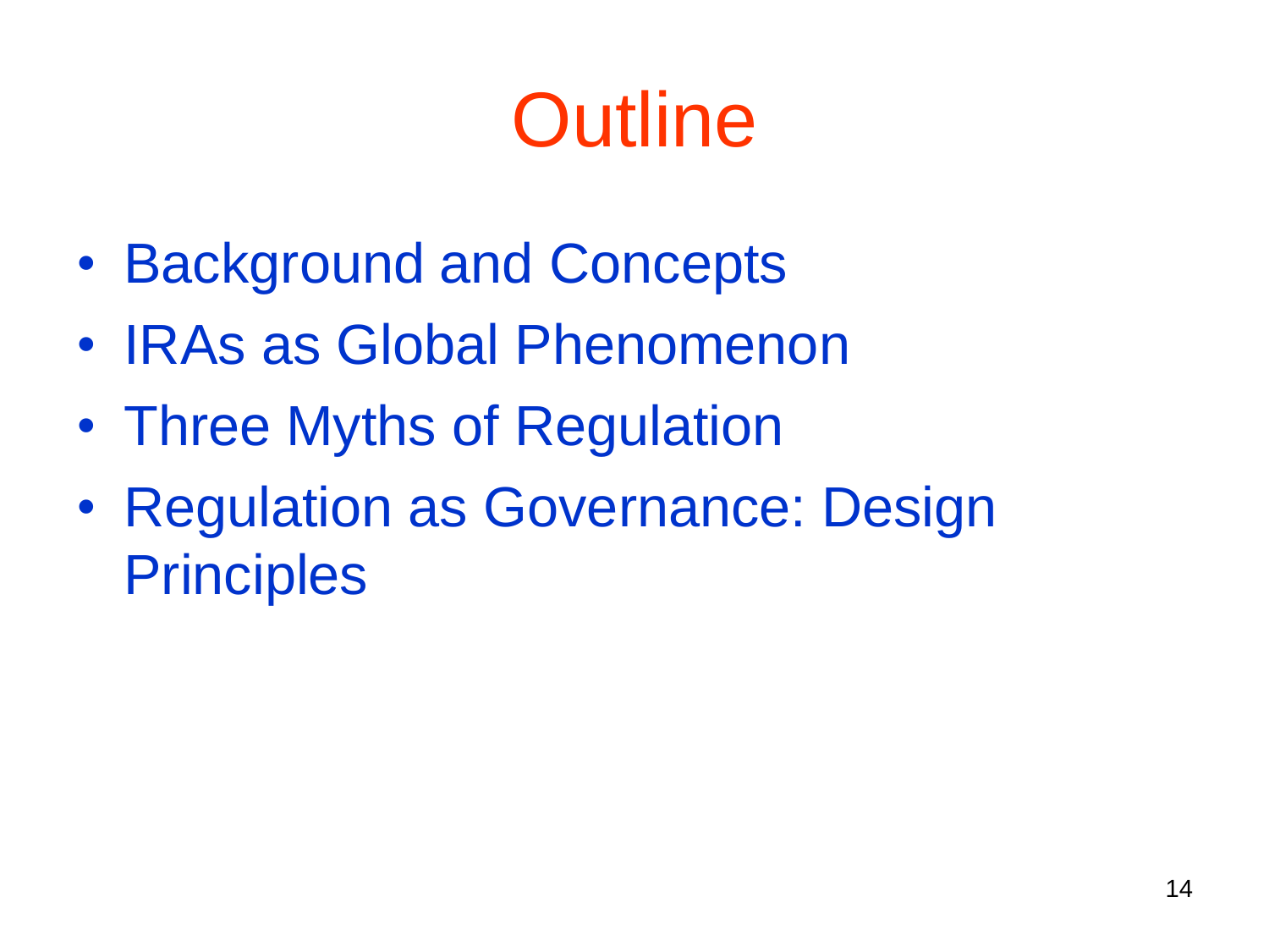# Outline

- Background and Concepts
- IRAs as Global Phenomenon
- Three Myths of Regulation
- Regulation as Governance: Design Principles